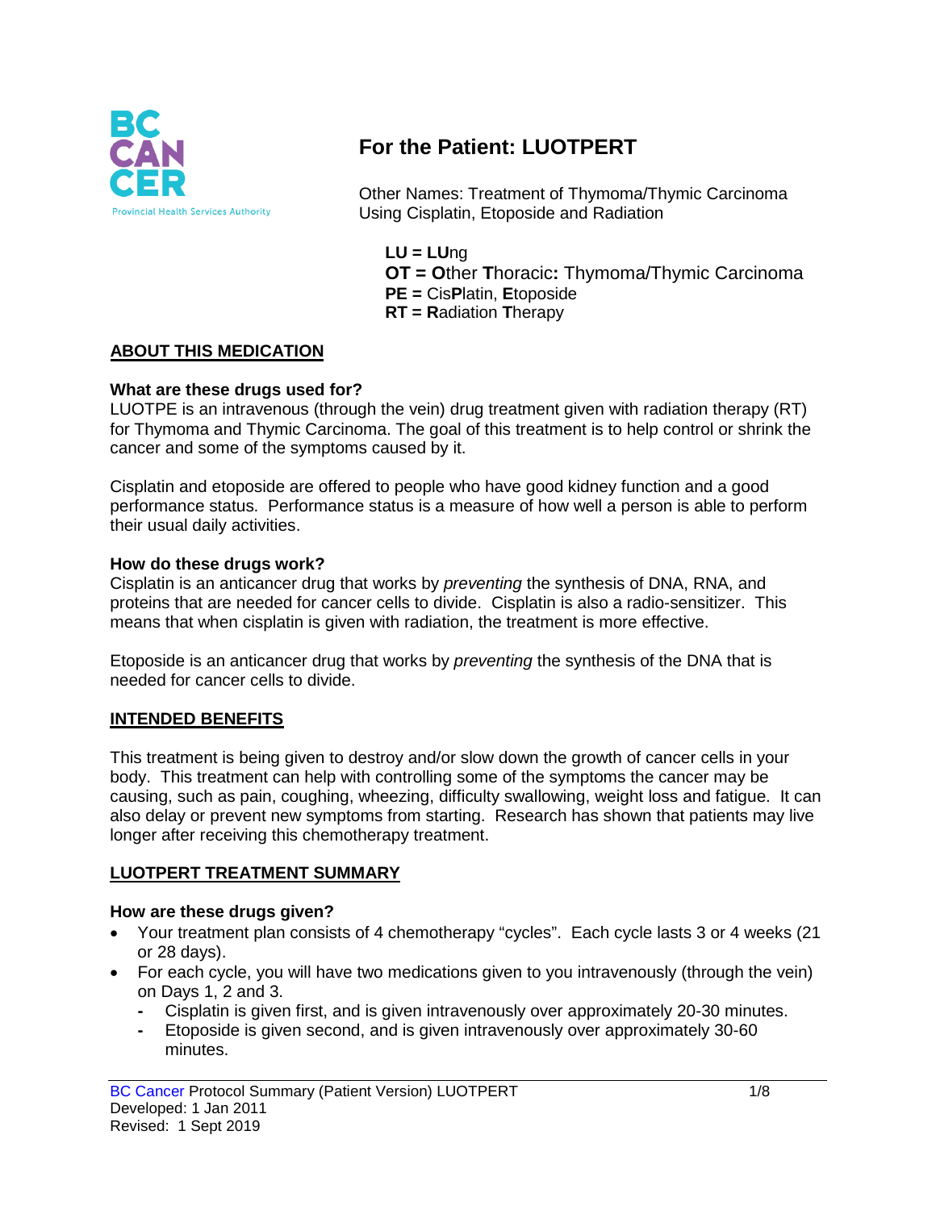# For the Patient: LUOTPERT

Other Names: Treatment of Thymoma/Thymic Carcinoma Using Cisplatin, Etoposide and Radiation

**LU = LU**ng
**OT = O**ther **T**horacic**:** Thymoma/Thymic Carcinoma
**PE =** Cis**P**latin, **E**toposide
**RT = R**adiation **T**herapy

## ABOUT THIS MEDICATION

### What are these drugs used for?

LUOTPE is an intravenous (through the vein) drug treatment given with radiation therapy (RT) for Thymoma and Thymic Carcinoma. The goal of this treatment is to help control or shrink the cancer and some of the symptoms caused by it.

Cisplatin and etoposide are offered to people who have good kidney function and a good performance status. Performance status is a measure of how well a person is able to perform their usual daily activities.

### How do these drugs work?

Cisplatin is an anticancer drug that works by *preventing* the synthesis of DNA, RNA, and proteins that are needed for cancer cells to divide. Cisplatin is also a radio-sensitizer. This means that when cisplatin is given with radiation, the treatment is more effective.

Etoposide is an anticancer drug that works by *preventing* the synthesis of the DNA that is needed for cancer cells to divide.

## INTENDED BENEFITS

This treatment is being given to destroy and/or slow down the growth of cancer cells in your body. This treatment can help with controlling some of the symptoms the cancer may be causing, such as pain, coughing, wheezing, difficulty swallowing, weight loss and fatigue. It can also delay or prevent new symptoms from starting. Research has shown that patients may live longer after receiving this chemotherapy treatment.

## LUOTPERT TREATMENT SUMMARY

### How are these drugs given?

- Your treatment plan consists of 4 chemotherapy "cycles". Each cycle lasts 3 or 4 weeks (21 or 28 days).
- For each cycle, you will have two medications given to you intravenously (through the vein) on Days 1, 2 and 3.
  - Cisplatin is given first, and is given intravenously over approximately 20-30 minutes.
  - Etoposide is given second, and is given intravenously over approximately 30-60 minutes.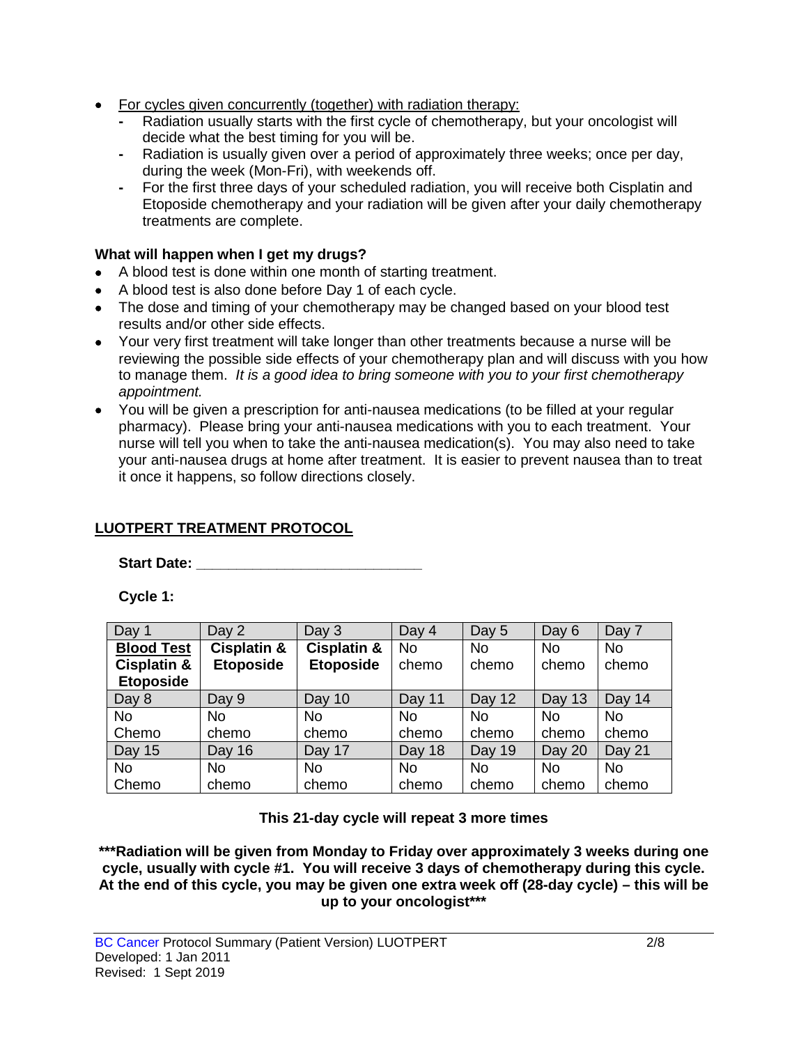- <u>For cycles given concurrently (together) with radiation therapy:</u>
  - Radiation usually starts with the first cycle of chemotherapy, but your oncologist will decide what the best timing for you will be.
  - Radiation is usually given over a period of approximately three weeks; once per day, during the week (Mon-Fri), with weekends off.
  - For the first three days of your scheduled radiation, you will receive both Cisplatin and Etoposide chemotherapy and your radiation will be given after your daily chemotherapy treatments are complete.

**What will happen when I get my drugs?**

- A blood test is done within one month of starting treatment.
- A blood test is also done before Day 1 of each cycle.
- The dose and timing of your chemotherapy may be changed based on your blood test results and/or other side effects.
- Your very first treatment will take longer than other treatments because a nurse will be reviewing the possible side effects of your chemotherapy plan and will discuss with you how to manage them. *It is a good idea to bring someone with you to your first chemotherapy appointment.*
- You will be given a prescription for anti-nausea medications (to be filled at your regular pharmacy). Please bring your anti-nausea medications with you to each treatment. Your nurse will tell you when to take the anti-nausea medication(s). You may also need to take your anti-nausea drugs at home after treatment. It is easier to prevent nausea than to treat it once it happens, so follow directions closely.

## <u>LUOTPERT TREATMENT PROTOCOL</u>

**Start Date: ____________________________**

**Cycle 1:**

| Day 1 | Day 2 | Day 3 | Day 4 | Day 5 | Day 6 | Day 7 |
|---|---|---|---|---|---|---|
| <u>**Blood Test**</u> **Cisplatin & Etoposide** | **Cisplatin & Etoposide** | **Cisplatin & Etoposide** | No chemo | No chemo | No chemo | No chemo |
| Day 8 | Day 9 | Day 10 | Day 11 | Day 12 | Day 13 | Day 14 |
| No Chemo | No chemo | No chemo | No chemo | No chemo | No chemo | No chemo |
| Day 15 | Day 16 | Day 17 | Day 18 | Day 19 | Day 20 | Day 21 |
| No Chemo | No chemo | No chemo | No chemo | No chemo | No chemo | No chemo |

**This 21-day cycle will repeat 3 more times**

**\*\*\*Radiation will be given from Monday to Friday over approximately 3 weeks during one cycle, usually with cycle #1. You will receive 3 days of chemotherapy during this cycle. At the end of this cycle, you may be given one extra week off (28-day cycle) – this will be up to your oncologist\*\*\***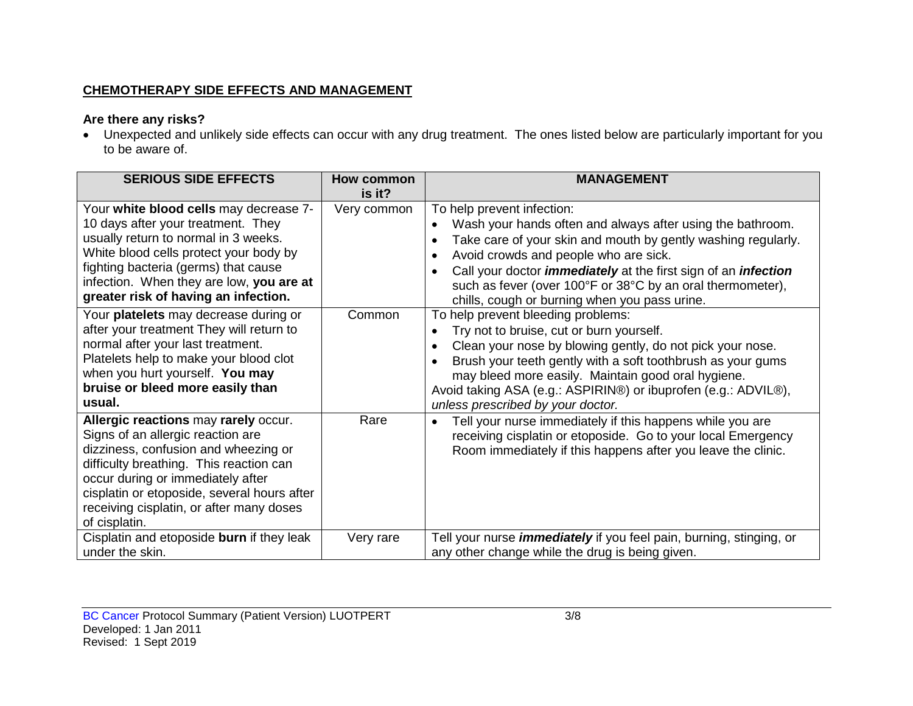**CHEMOTHERAPY SIDE EFFECTS AND MANAGEMENT**

**Are there any risks?**

- Unexpected and unlikely side effects can occur with any drug treatment. The ones listed below are particularly important for you to be aware of.

| SERIOUS SIDE EFFECTS | How common is it? | MANAGEMENT |
|---|---|---|
| Your **white blood cells** may decrease 7-10 days after your treatment. They usually return to normal in 3 weeks. White blood cells protect your body by fighting bacteria (germs) that cause infection. When they are low, **you are at greater risk of having an infection.** | Very common | To help prevent infection:<br>• Wash your hands often and always after using the bathroom.<br>• Take care of your skin and mouth by gently washing regularly.<br>• Avoid crowds and people who are sick.<br>• Call your doctor ***immediately*** at the first sign of an ***infection*** such as fever (over 100°F or 38°C by an oral thermometer), chills, cough or burning when you pass urine. |
| Your **platelets** may decrease during or after your treatment They will return to normal after your last treatment. Platelets help to make your blood clot when you hurt yourself. **You may bruise or bleed more easily than usual.** | Common | To help prevent bleeding problems:<br>• Try not to bruise, cut or burn yourself.<br>• Clean your nose by blowing gently, do not pick your nose.<br>• Brush your teeth gently with a soft toothbrush as your gums may bleed more easily. Maintain good oral hygiene.<br>Avoid taking ASA (e.g.: ASPIRIN®) or ibuprofen (e.g.: ADVIL®), *unless prescribed by your doctor.* |
| **Allergic reactions** may **rarely** occur. Signs of an allergic reaction are dizziness, confusion and wheezing or difficulty breathing. This reaction can occur during or immediately after cisplatin or etoposide, several hours after receiving cisplatin, or after many doses of cisplatin. | Rare | • Tell your nurse immediately if this happens while you are receiving cisplatin or etoposide. Go to your local Emergency Room immediately if this happens after you leave the clinic. |
| Cisplatin and etoposide **burn** if they leak under the skin. | Very rare | Tell your nurse ***immediately*** if you feel pain, burning, stinging, or any other change while the drug is being given. |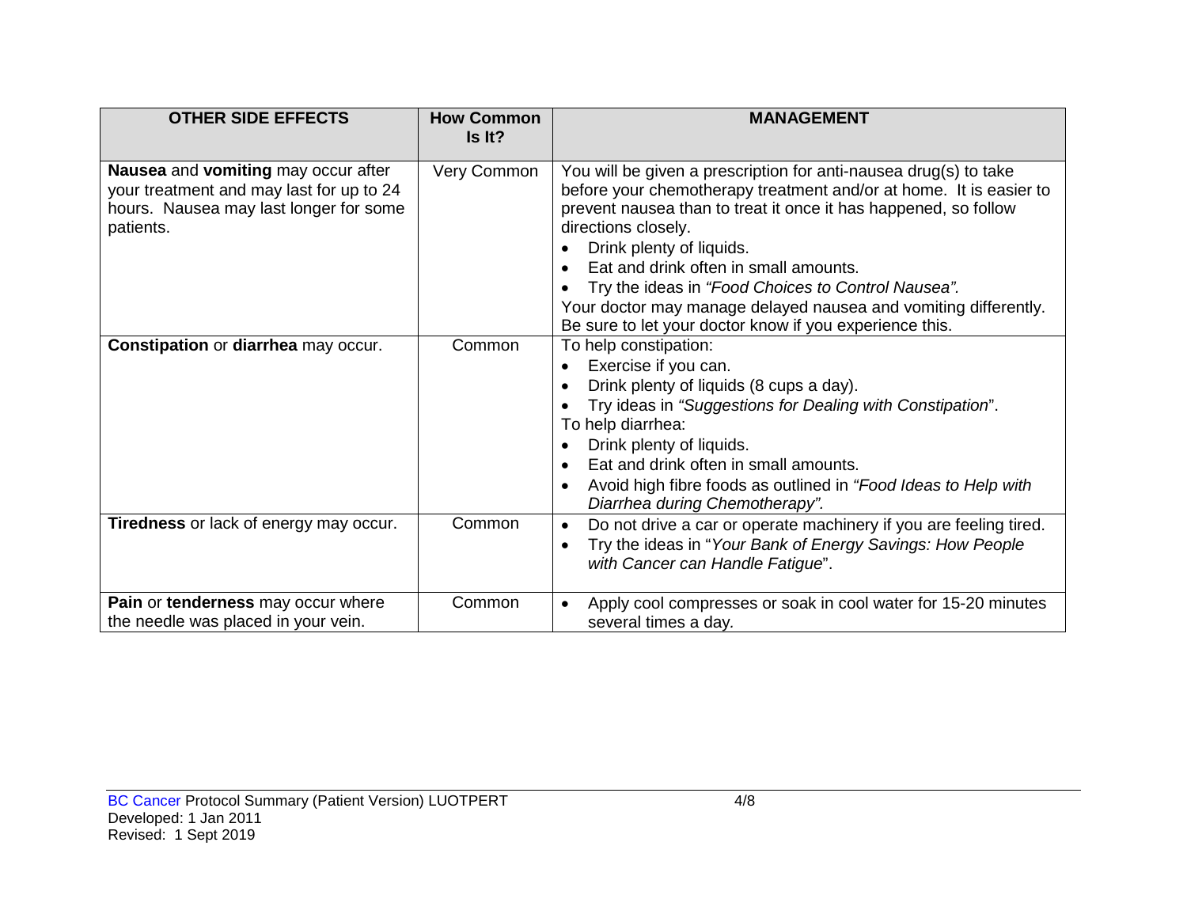| OTHER SIDE EFFECTS | How Common Is It? | MANAGEMENT |
|---|---|---|
| **Nausea** and **vomiting** may occur after your treatment and may last for up to 24 hours. Nausea may last longer for some patients. | Very Common | You will be given a prescription for anti-nausea drug(s) to take before your chemotherapy treatment and/or at home. It is easier to prevent nausea than to treat it once it has happened, so follow directions closely.<br>• Drink plenty of liquids.<br>• Eat and drink often in small amounts.<br>• Try the ideas in *"Food Choices to Control Nausea"*.<br>Your doctor may manage delayed nausea and vomiting differently. Be sure to let your doctor know if you experience this. |
| **Constipation** or **diarrhea** may occur. | Common | To help constipation:<br>• Exercise if you can.<br>• Drink plenty of liquids (8 cups a day).<br>• Try ideas in *"Suggestions for Dealing with Constipation*".<br>To help diarrhea:<br>• Drink plenty of liquids.<br>• Eat and drink often in small amounts.<br>• Avoid high fibre foods as outlined in *"Food Ideas to Help with Diarrhea during Chemotherapy".* |
| **Tiredness** or lack of energy may occur. | Common | • Do not drive a car or operate machinery if you are feeling tired.<br>• Try the ideas in "*Your Bank of Energy Savings: How People with Cancer can Handle Fatigue*". |
| **Pain** or **tenderness** may occur where the needle was placed in your vein. | Common | • Apply cool compresses or soak in cool water for 15-20 minutes several times a day. |

BC Cancer Protocol Summary (Patient Version) LUOTPERT
Developed: 1 Jan 2011
Revised: 1 Sept 2019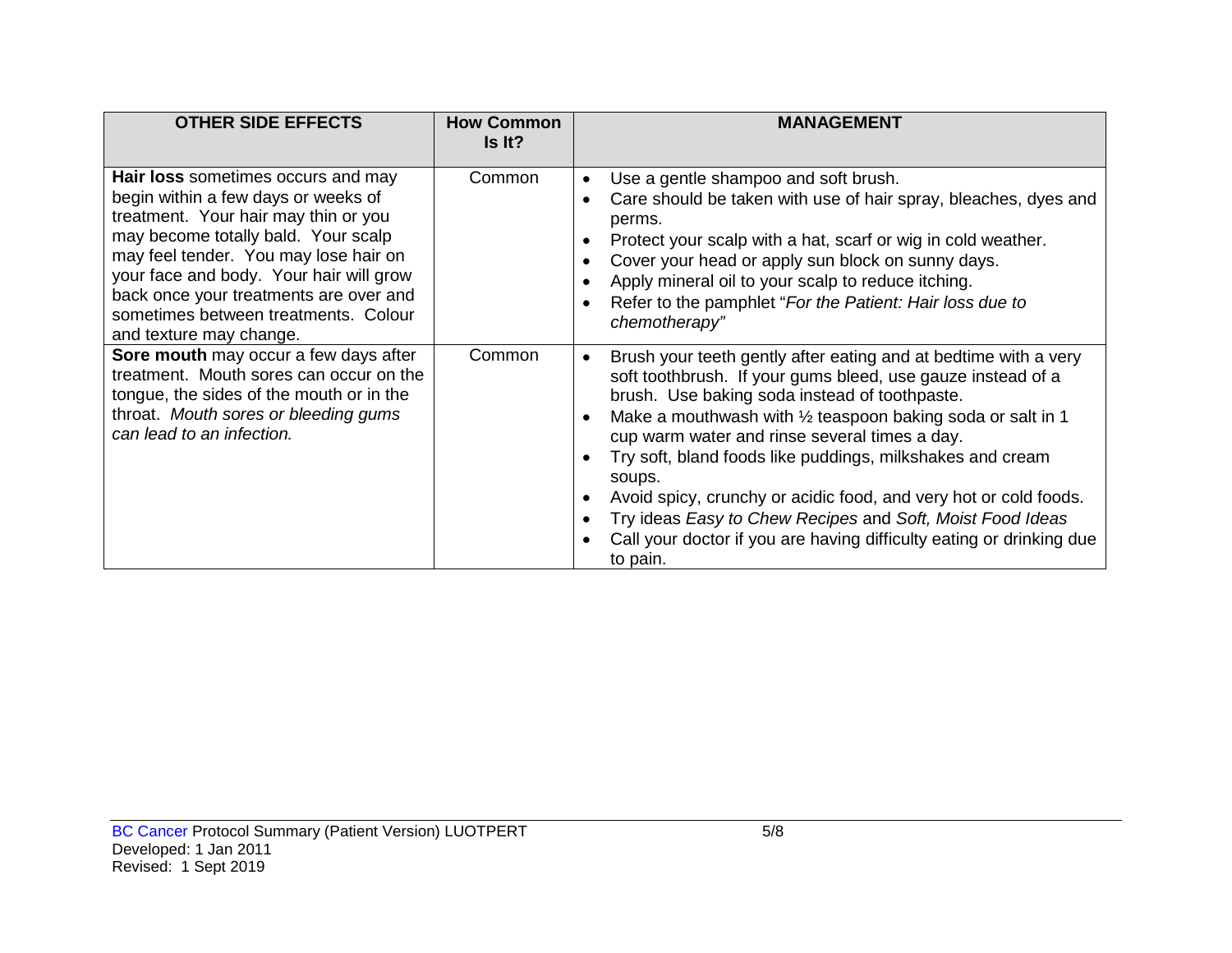| OTHER SIDE EFFECTS | How Common Is It? | MANAGEMENT |
|---|---|---|
| **Hair loss** sometimes occurs and may begin within a few days or weeks of treatment. Your hair may thin or you may become totally bald. Your scalp may feel tender. You may lose hair on your face and body. Your hair will grow back once your treatments are over and sometimes between treatments. Colour and texture may change. | Common | • Use a gentle shampoo and soft brush.<br>• Care should be taken with use of hair spray, bleaches, dyes and perms.<br>• Protect your scalp with a hat, scarf or wig in cold weather.<br>• Cover your head or apply sun block on sunny days.<br>• Apply mineral oil to your scalp to reduce itching.<br>• Refer to the pamphlet "*For the Patient: Hair loss due to chemotherapy"* |
| **Sore mouth** may occur a few days after treatment. Mouth sores can occur on the tongue, the sides of the mouth or in the throat. *Mouth sores or bleeding gums can lead to an infection.* | Common | • Brush your teeth gently after eating and at bedtime with a very soft toothbrush. If your gums bleed, use gauze instead of a brush. Use baking soda instead of toothpaste.<br>• Make a mouthwash with ½ teaspoon baking soda or salt in 1 cup warm water and rinse several times a day.<br>• Try soft, bland foods like puddings, milkshakes and cream soups.<br>• Avoid spicy, crunchy or acidic food, and very hot or cold foods.<br>• Try ideas *Easy to Chew Recipes* and *Soft, Moist Food Ideas*<br>• Call your doctor if you are having difficulty eating or drinking due to pain. |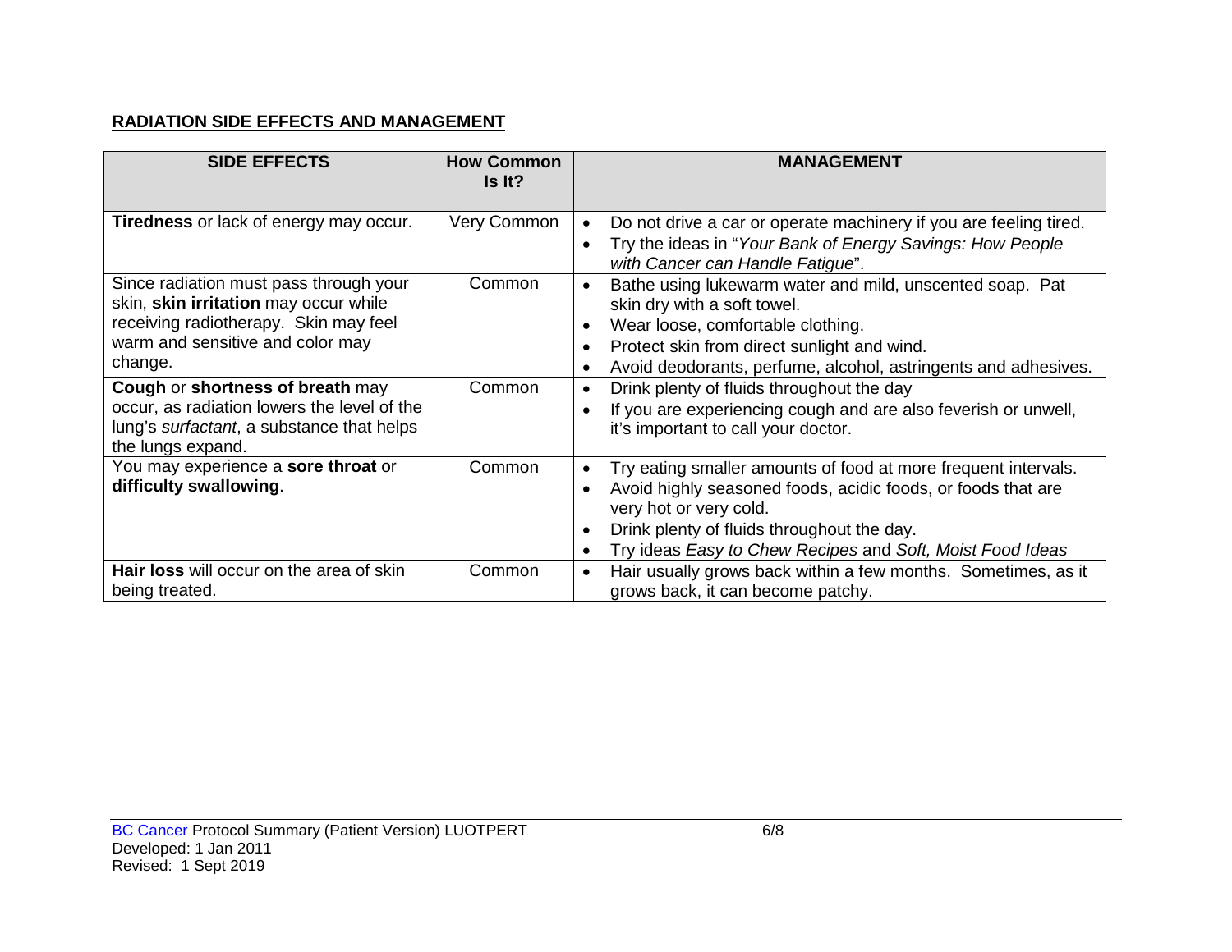**RADIATION SIDE EFFECTS AND MANAGEMENT**

| SIDE EFFECTS | How Common Is It? | MANAGEMENT |
|---|---|---|
| **Tiredness** or lack of energy may occur. | Very Common | • Do not drive a car or operate machinery if you are feeling tired.<br>• Try the ideas in "*Your Bank of Energy Savings: How People with Cancer can Handle Fatigue*". |
| Since radiation must pass through your skin, **skin irritation** may occur while receiving radiotherapy. Skin may feel warm and sensitive and color may change. | Common | • Bathe using lukewarm water and mild, unscented soap. Pat skin dry with a soft towel.<br>• Wear loose, comfortable clothing.<br>• Protect skin from direct sunlight and wind.<br>• Avoid deodorants, perfume, alcohol, astringents and adhesives. |
| **Cough** or **shortness of breath** may occur, as radiation lowers the level of the lung's *surfactant*, a substance that helps the lungs expand. | Common | • Drink plenty of fluids throughout the day<br>• If you are experiencing cough and are also feverish or unwell, it's important to call your doctor. |
| You may experience a **sore throat** or **difficulty swallowing**. | Common | • Try eating smaller amounts of food at more frequent intervals.<br>• Avoid highly seasoned foods, acidic foods, or foods that are very hot or very cold.<br>• Drink plenty of fluids throughout the day.<br>• Try ideas *Easy to Chew Recipes* and *Soft, Moist Food Ideas* |
| **Hair loss** will occur on the area of skin being treated. | Common | • Hair usually grows back within a few months. Sometimes, as it grows back, it can become patchy. |

BC Cancer Protocol Summary (Patient Version) LUOTPERT
Developed: 1 Jan 2011
Revised: 1 Sept 2019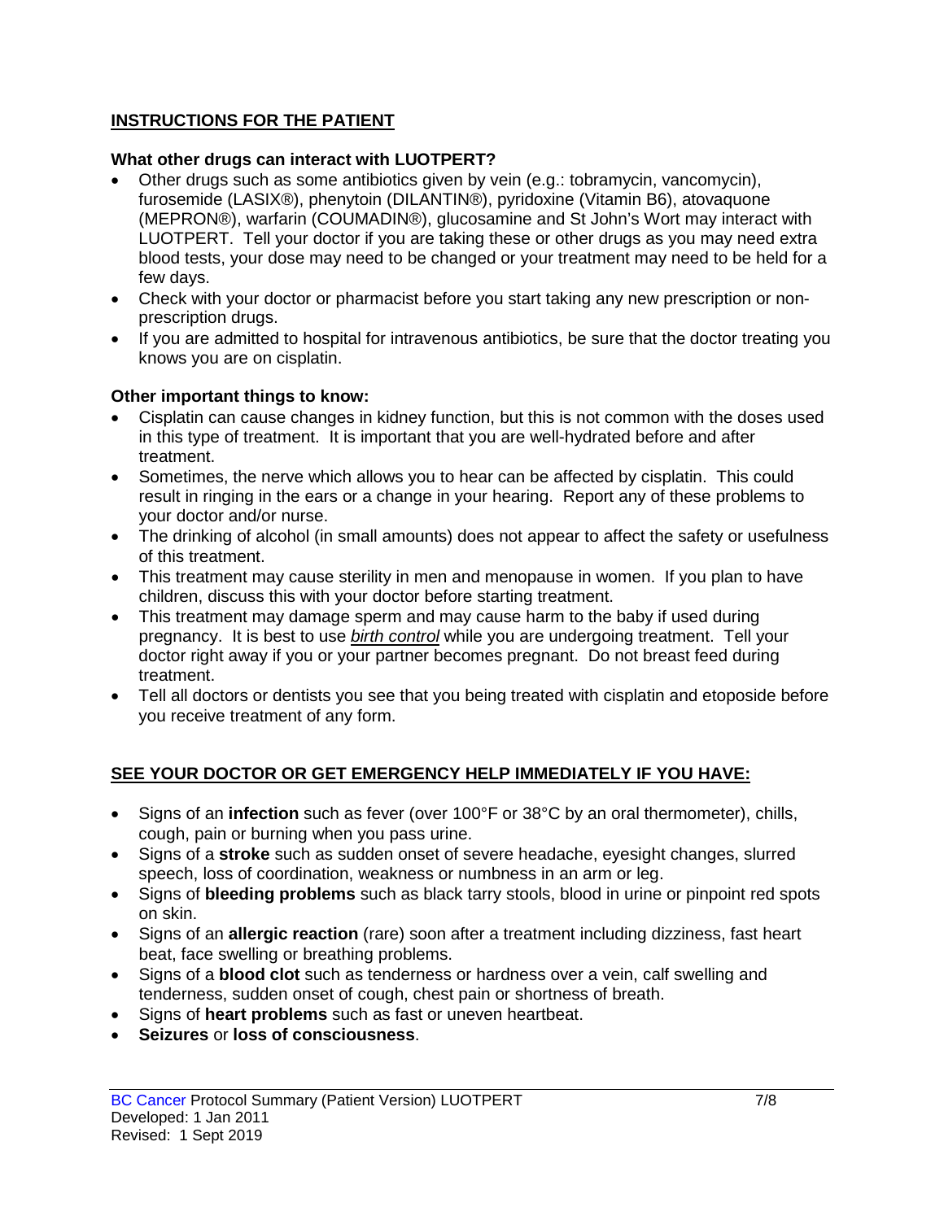## INSTRUCTIONS FOR THE PATIENT

### What other drugs can interact with LUOTPERT?

- Other drugs such as some antibiotics given by vein (e.g.: tobramycin, vancomycin), furosemide (LASIX®), phenytoin (DILANTIN®), pyridoxine (Vitamin B6), atovaquone (MEPRON®), warfarin (COUMADIN®), glucosamine and St John's Wort may interact with LUOTPERT. Tell your doctor if you are taking these or other drugs as you may need extra blood tests, your dose may need to be changed or your treatment may need to be held for a few days.
- Check with your doctor or pharmacist before you start taking any new prescription or non-prescription drugs.
- If you are admitted to hospital for intravenous antibiotics, be sure that the doctor treating you knows you are on cisplatin.

### Other important things to know:

- Cisplatin can cause changes in kidney function, but this is not common with the doses used in this type of treatment. It is important that you are well-hydrated before and after treatment.
- Sometimes, the nerve which allows you to hear can be affected by cisplatin. This could result in ringing in the ears or a change in your hearing. Report any of these problems to your doctor and/or nurse.
- The drinking of alcohol (in small amounts) does not appear to affect the safety or usefulness of this treatment.
- This treatment may cause sterility in men and menopause in women. If you plan to have children, discuss this with your doctor before starting treatment.
- This treatment may damage sperm and may cause harm to the baby if used during pregnancy. It is best to use *birth control* while you are undergoing treatment. Tell your doctor right away if you or your partner becomes pregnant. Do not breast feed during treatment.
- Tell all doctors or dentists you see that you being treated with cisplatin and etoposide before you receive treatment of any form.

## SEE YOUR DOCTOR OR GET EMERGENCY HELP IMMEDIATELY IF YOU HAVE:

- Signs of an **infection** such as fever (over 100°F or 38°C by an oral thermometer), chills, cough, pain or burning when you pass urine.
- Signs of a **stroke** such as sudden onset of severe headache, eyesight changes, slurred speech, loss of coordination, weakness or numbness in an arm or leg.
- Signs of **bleeding problems** such as black tarry stools, blood in urine or pinpoint red spots on skin.
- Signs of an **allergic reaction** (rare) soon after a treatment including dizziness, fast heart beat, face swelling or breathing problems.
- Signs of a **blood clot** such as tenderness or hardness over a vein, calf swelling and tenderness, sudden onset of cough, chest pain or shortness of breath.
- Signs of **heart problems** such as fast or uneven heartbeat.
- **Seizures** or **loss of consciousness**.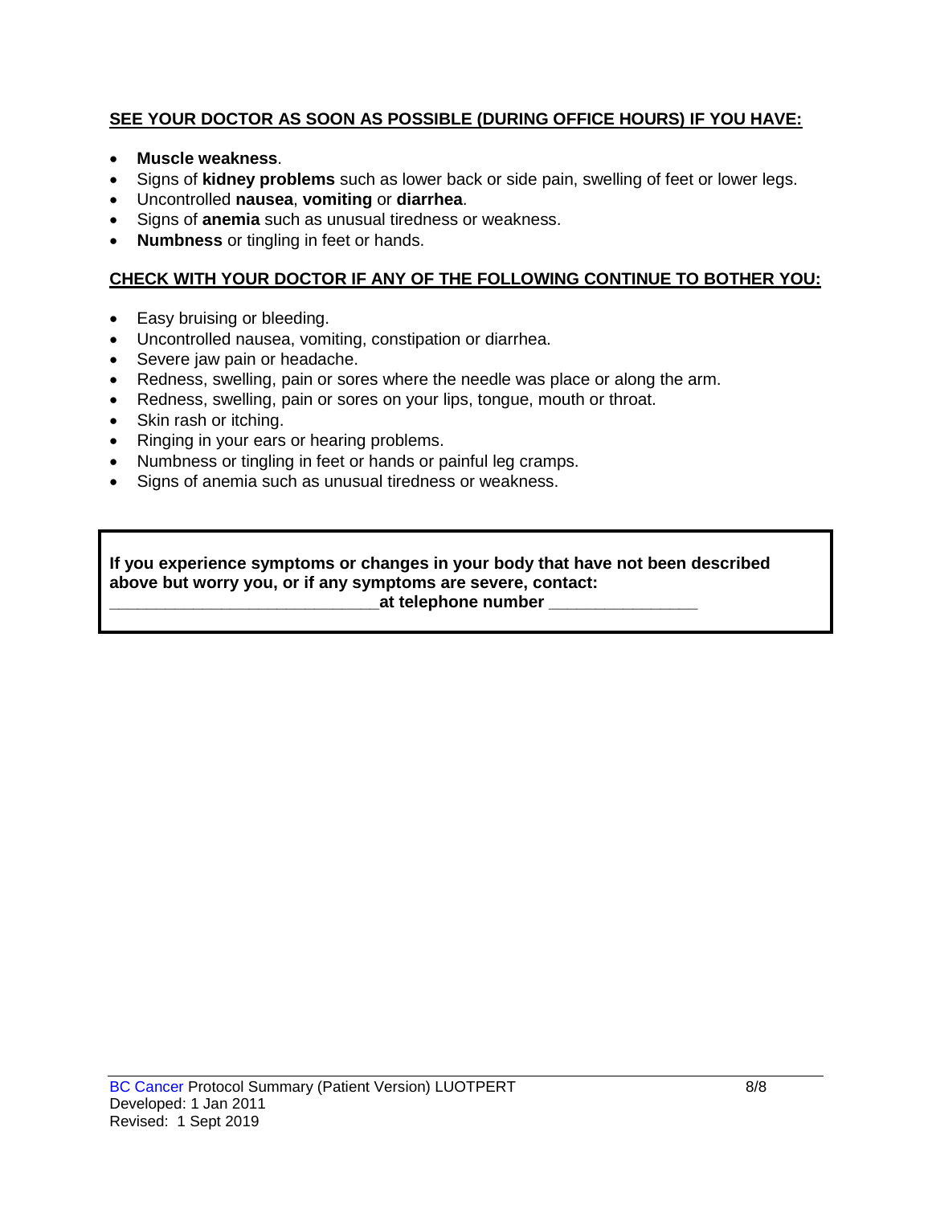**SEE YOUR DOCTOR AS SOON AS POSSIBLE (DURING OFFICE HOURS) IF YOU HAVE:**

- **Muscle weakness**.
- Signs of **kidney problems** such as lower back or side pain, swelling of feet or lower legs.
- Uncontrolled **nausea**, **vomiting** or **diarrhea**.
- Signs of **anemia** such as unusual tiredness or weakness.
- **Numbness** or tingling in feet or hands.

**CHECK WITH YOUR DOCTOR IF ANY OF THE FOLLOWING CONTINUE TO BOTHER YOU:**

- Easy bruising or bleeding.
- Uncontrolled nausea, vomiting, constipation or diarrhea.
- Severe jaw pain or headache.
- Redness, swelling, pain or sores where the needle was place or along the arm.
- Redness, swelling, pain or sores on your lips, tongue, mouth or throat.
- Skin rash or itching.
- Ringing in your ears or hearing problems.
- Numbness or tingling in feet or hands or painful leg cramps.
- Signs of anemia such as unusual tiredness or weakness.

**If you experience symptoms or changes in your body that have not been described above but worry you, or if any symptoms are severe, contact:**
**_____________________________at telephone number ________________**

BC Cancer Protocol Summary (Patient Version) LUOTPERT
Developed: 1 Jan 2011
Revised: 1 Sept 2019